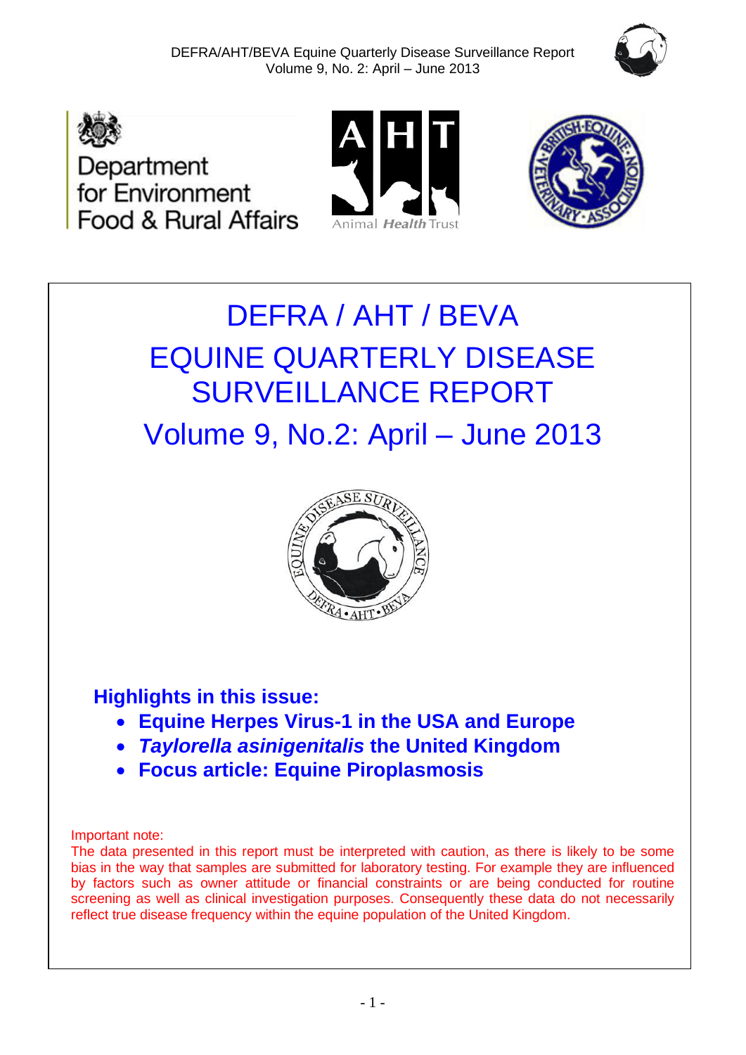# DEFRA / AHT / BEVA

# EQUINE QUARTERLY DISEASE SURVEILLANCE REPORT

## Volume 9, No.2: April – June 2013

### Highlights in this issue:

- **Equine Herpes Virus-1 in the USA and Europe**
- ***Taylorella asinigenitalis*** **the United Kingdom**
- **Focus article: Equine Piroplasmosis**

Important note:
The data presented in this report must be interpreted with caution, as there is likely to be some bias in the way that samples are submitted for laboratory testing. For example they are influenced by factors such as owner attitude or financial constraints or are being conducted for routine screening as well as clinical investigation purposes. Consequently these data do not necessarily reflect true disease frequency within the equine population of the United Kingdom.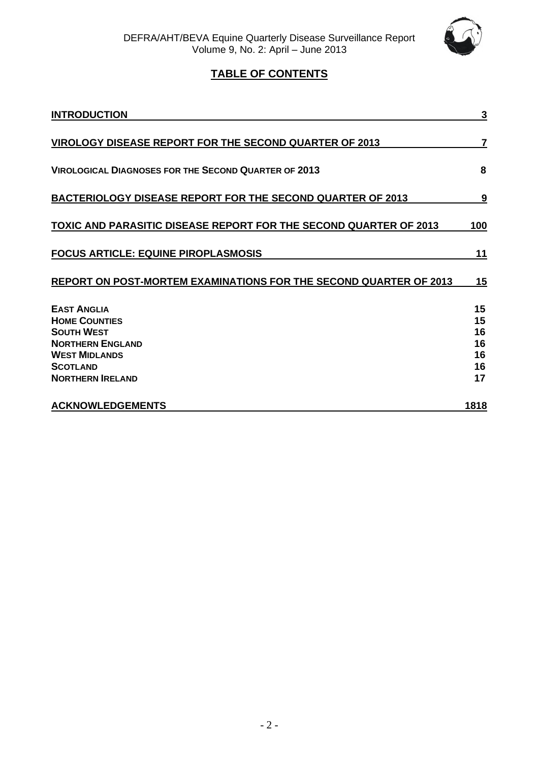## TABLE OF CONTENTS

| | |
|---|---|
| **INTRODUCTION** | **3** |
| **VIROLOGY DISEASE REPORT FOR THE SECOND QUARTER OF 2013** | **7** |
| **VIROLOGICAL DIAGNOSES FOR THE SECOND QUARTER OF 2013** | **8** |
| **BACTERIOLOGY DISEASE REPORT FOR THE SECOND QUARTER OF 2013** | **9** |
| **TOXIC AND PARASITIC DISEASE REPORT FOR THE SECOND QUARTER OF 2013** | **100** |
| **FOCUS ARTICLE: EQUINE PIROPLASMOSIS** | **11** |
| **REPORT ON POST-MORTEM EXAMINATIONS FOR THE SECOND QUARTER OF 2013** | **15** |
| **EAST ANGLIA** | **15** |
| **HOME COUNTIES** | **15** |
| **SOUTH WEST** | **16** |
| **NORTHERN ENGLAND** | **16** |
| **WEST MIDLANDS** | **16** |
| **SCOTLAND** | **16** |
| **NORTHERN IRELAND** | **17** |
| **ACKNOWLEDGEMENTS** | **1818** |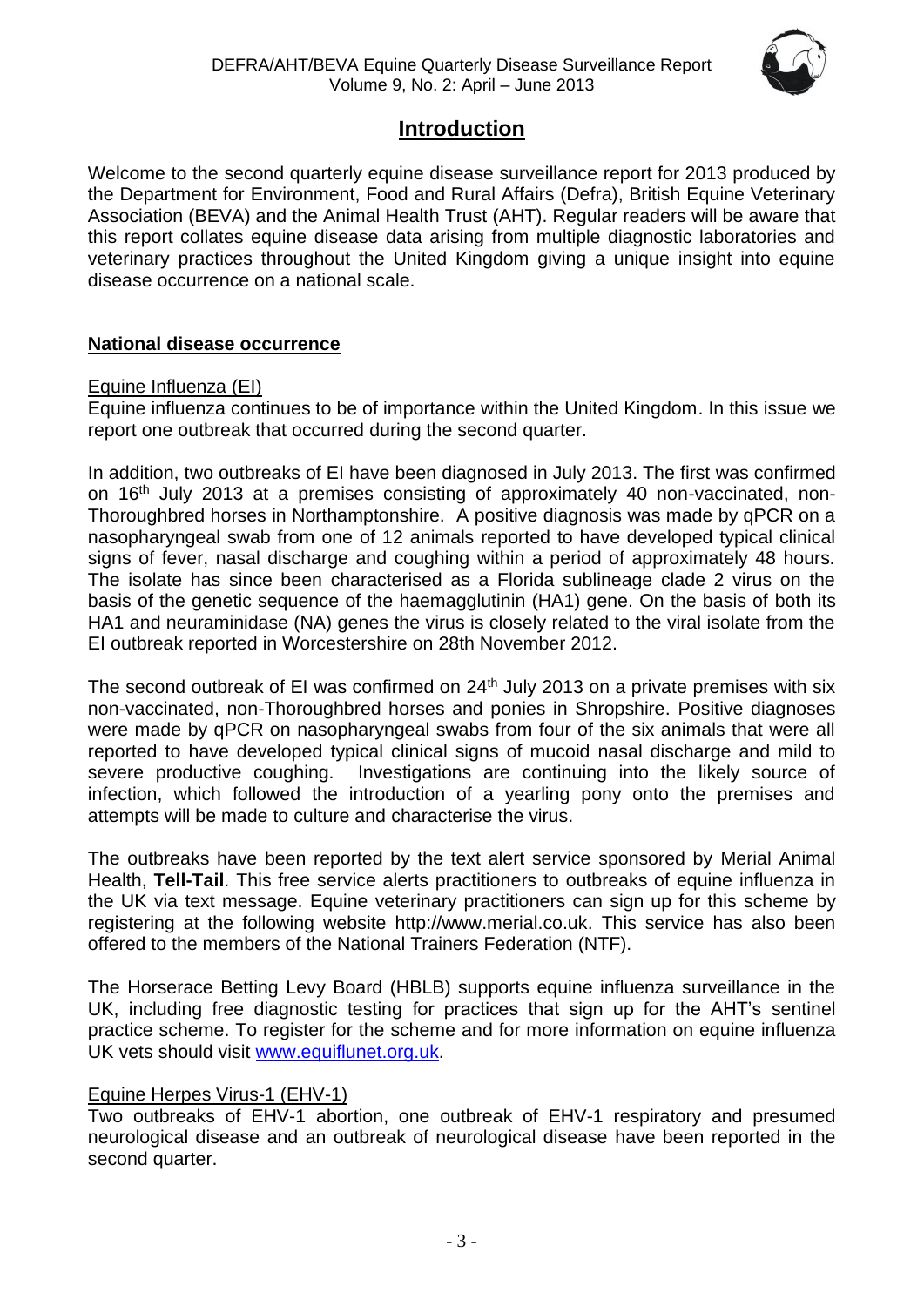## Introduction

Welcome to the second quarterly equine disease surveillance report for 2013 produced by the Department for Environment, Food and Rural Affairs (Defra), British Equine Veterinary Association (BEVA) and the Animal Health Trust (AHT). Regular readers will be aware that this report collates equine disease data arising from multiple diagnostic laboratories and veterinary practices throughout the United Kingdom giving a unique insight into equine disease occurrence on a national scale.

### National disease occurrence

#### Equine Influenza (EI)

Equine influenza continues to be of importance within the United Kingdom. In this issue we report one outbreak that occurred during the second quarter.

In addition, two outbreaks of EI have been diagnosed in July 2013. The first was confirmed on 16th July 2013 at a premises consisting of approximately 40 non-vaccinated, non-Thoroughbred horses in Northamptonshire. A positive diagnosis was made by qPCR on a nasopharyngeal swab from one of 12 animals reported to have developed typical clinical signs of fever, nasal discharge and coughing within a period of approximately 48 hours. The isolate has since been characterised as a Florida sublineage clade 2 virus on the basis of the genetic sequence of the haemagglutinin (HA1) gene. On the basis of both its HA1 and neuraminidase (NA) genes the virus is closely related to the viral isolate from the EI outbreak reported in Worcestershire on 28th November 2012.

The second outbreak of EI was confirmed on 24th July 2013 on a private premises with six non-vaccinated, non-Thoroughbred horses and ponies in Shropshire. Positive diagnoses were made by qPCR on nasopharyngeal swabs from four of the six animals that were all reported to have developed typical clinical signs of mucoid nasal discharge and mild to severe productive coughing. Investigations are continuing into the likely source of infection, which followed the introduction of a yearling pony onto the premises and attempts will be made to culture and characterise the virus.

The outbreaks have been reported by the text alert service sponsored by Merial Animal Health, **Tell-Tail**. This free service alerts practitioners to outbreaks of equine influenza in the UK via text message. Equine veterinary practitioners can sign up for this scheme by registering at the following website http://www.merial.co.uk. This service has also been offered to the members of the National Trainers Federation (NTF).

The Horserace Betting Levy Board (HBLB) supports equine influenza surveillance in the UK, including free diagnostic testing for practices that sign up for the AHT's sentinel practice scheme. To register for the scheme and for more information on equine influenza UK vets should visit www.equiflunet.org.uk.

#### Equine Herpes Virus-1 (EHV-1)

Two outbreaks of EHV-1 abortion, one outbreak of EHV-1 respiratory and presumed neurological disease and an outbreak of neurological disease have been reported in the second quarter.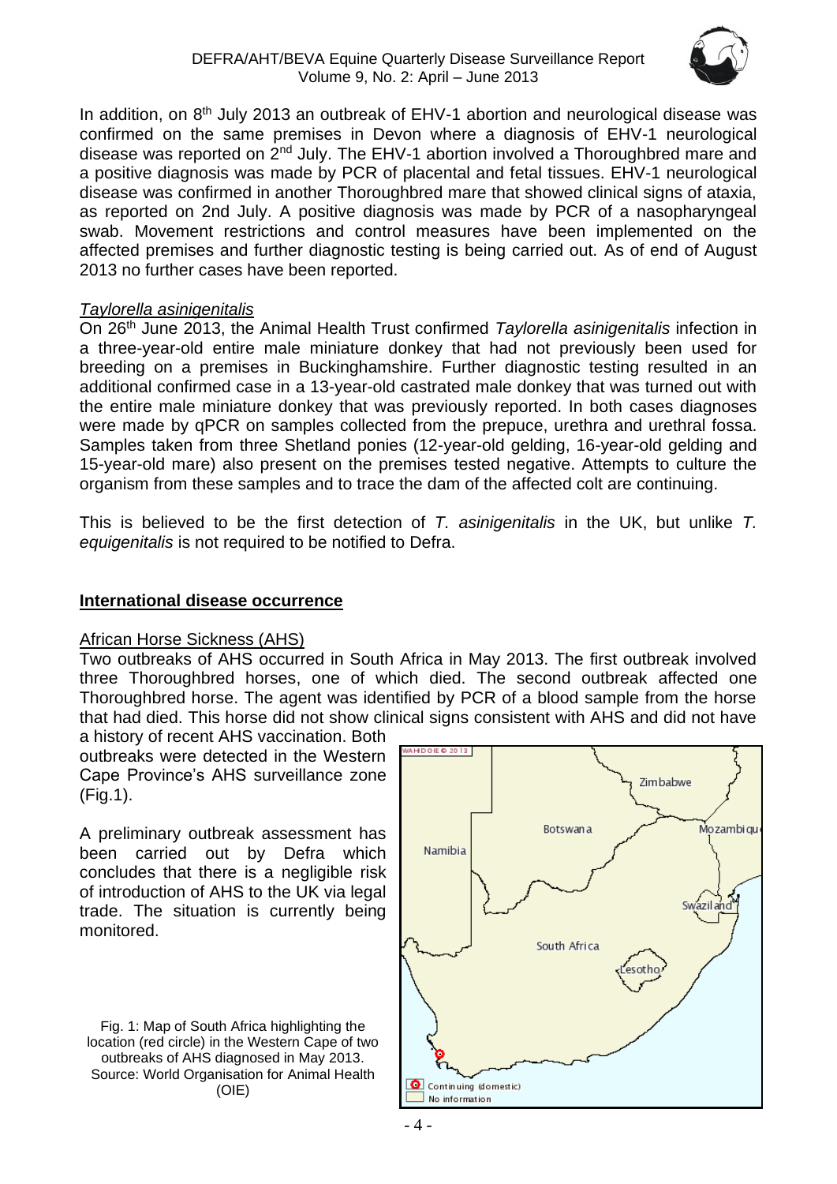In addition, on 8th July 2013 an outbreak of EHV-1 abortion and neurological disease was confirmed on the same premises in Devon where a diagnosis of EHV-1 neurological disease was reported on 2nd July. The EHV-1 abortion involved a Thoroughbred mare and a positive diagnosis was made by PCR of placental and fetal tissues. EHV-1 neurological disease was confirmed in another Thoroughbred mare that showed clinical signs of ataxia, as reported on 2nd July. A positive diagnosis was made by PCR of a nasopharyngeal swab. Movement restrictions and control measures have been implemented on the affected premises and further diagnostic testing is being carried out. As of end of August 2013 no further cases have been reported.

*Taylorella asinigenitalis*

On 26th June 2013, the Animal Health Trust confirmed *Taylorella asinigenitalis* infection in a three-year-old entire male miniature donkey that had not previously been used for breeding on a premises in Buckinghamshire. Further diagnostic testing resulted in an additional confirmed case in a 13-year-old castrated male donkey that was turned out with the entire male miniature donkey that was previously reported. In both cases diagnoses were made by qPCR on samples collected from the prepuce, urethra and urethral fossa. Samples taken from three Shetland ponies (12-year-old gelding, 16-year-old gelding and 15-year-old mare) also present on the premises tested negative. Attempts to culture the organism from these samples and to trace the dam of the affected colt are continuing.

This is believed to be the first detection of *T. asinigenitalis* in the UK, but unlike *T. equigenitalis* is not required to be notified to Defra.

## International disease occurrence

African Horse Sickness (AHS)

Two outbreaks of AHS occurred in South Africa in May 2013. The first outbreak involved three Thoroughbred horses, one of which died. The second outbreak affected one Thoroughbred horse. The agent was identified by PCR of a blood sample from the horse that had died. This horse did not show clinical signs consistent with AHS and did not have a history of recent AHS vaccination. Both outbreaks were detected in the Western Cape Province's AHS surveillance zone (Fig.1).

A preliminary outbreak assessment has been carried out by Defra which concludes that there is a negligible risk of introduction of AHS to the UK via legal trade. The situation is currently being monitored.

Fig. 1: Map of South Africa highlighting the location (red circle) in the Western Cape of two outbreaks of AHS diagnosed in May 2013. Source: World Organisation for Animal Health (OIE)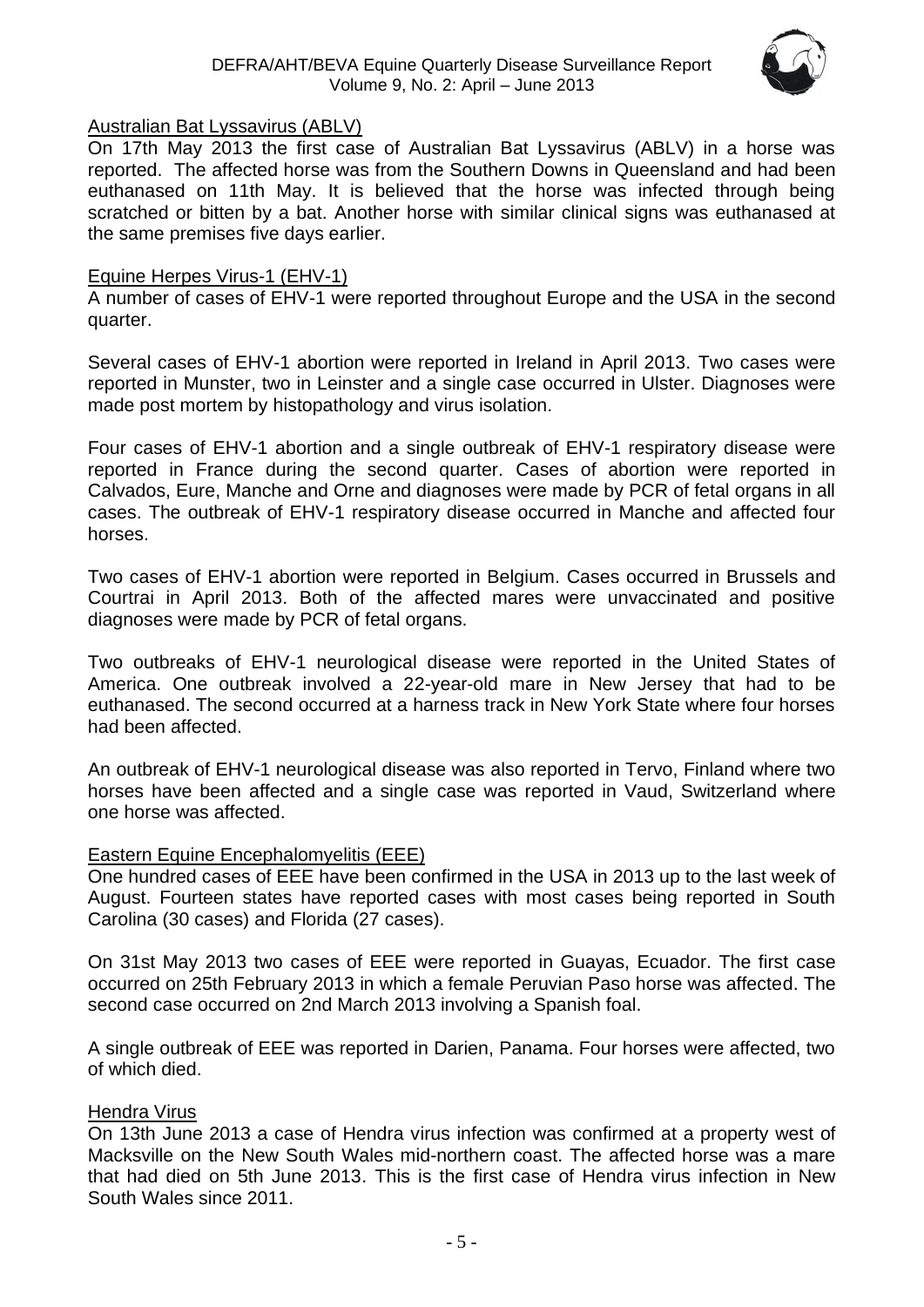## Australian Bat Lyssavirus (ABLV)

On 17th May 2013 the first case of Australian Bat Lyssavirus (ABLV) in a horse was reported. The affected horse was from the Southern Downs in Queensland and had been euthanased on 11th May. It is believed that the horse was infected through being scratched or bitten by a bat. Another horse with similar clinical signs was euthanased at the same premises five days earlier.

## Equine Herpes Virus-1 (EHV-1)

A number of cases of EHV-1 were reported throughout Europe and the USA in the second quarter.

Several cases of EHV-1 abortion were reported in Ireland in April 2013. Two cases were reported in Munster, two in Leinster and a single case occurred in Ulster. Diagnoses were made post mortem by histopathology and virus isolation.

Four cases of EHV-1 abortion and a single outbreak of EHV-1 respiratory disease were reported in France during the second quarter. Cases of abortion were reported in Calvados, Eure, Manche and Orne and diagnoses were made by PCR of fetal organs in all cases. The outbreak of EHV-1 respiratory disease occurred in Manche and affected four horses.

Two cases of EHV-1 abortion were reported in Belgium. Cases occurred in Brussels and Courtrai in April 2013. Both of the affected mares were unvaccinated and positive diagnoses were made by PCR of fetal organs.

Two outbreaks of EHV-1 neurological disease were reported in the United States of America. One outbreak involved a 22-year-old mare in New Jersey that had to be euthanased. The second occurred at a harness track in New York State where four horses had been affected.

An outbreak of EHV-1 neurological disease was also reported in Tervo, Finland where two horses have been affected and a single case was reported in Vaud, Switzerland where one horse was affected.

## Eastern Equine Encephalomyelitis (EEE)

One hundred cases of EEE have been confirmed in the USA in 2013 up to the last week of August. Fourteen states have reported cases with most cases being reported in South Carolina (30 cases) and Florida (27 cases).

On 31st May 2013 two cases of EEE were reported in Guayas, Ecuador. The first case occurred on 25th February 2013 in which a female Peruvian Paso horse was affected. The second case occurred on 2nd March 2013 involving a Spanish foal.

A single outbreak of EEE was reported in Darien, Panama. Four horses were affected, two of which died.

## Hendra Virus

On 13th June 2013 a case of Hendra virus infection was confirmed at a property west of Macksville on the New South Wales mid-northern coast. The affected horse was a mare that had died on 5th June 2013. This is the first case of Hendra virus infection in New South Wales since 2011.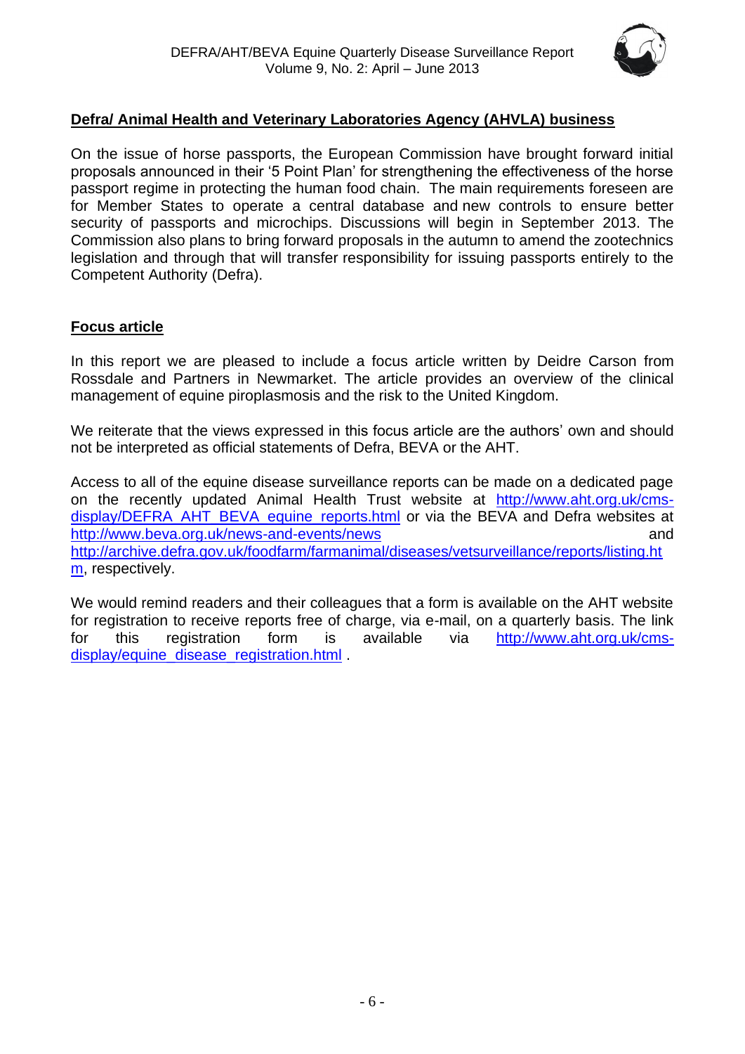## Defra/ Animal Health and Veterinary Laboratories Agency (AHVLA) business

On the issue of horse passports, the European Commission have brought forward initial proposals announced in their '5 Point Plan' for strengthening the effectiveness of the horse passport regime in protecting the human food chain. The main requirements foreseen are for Member States to operate a central database and new controls to ensure better security of passports and microchips. Discussions will begin in September 2013. The Commission also plans to bring forward proposals in the autumn to amend the zootechnics legislation and through that will transfer responsibility for issuing passports entirely to the Competent Authority (Defra).

## Focus article

In this report we are pleased to include a focus article written by Deidre Carson from Rossdale and Partners in Newmarket. The article provides an overview of the clinical management of equine piroplasmosis and the risk to the United Kingdom.

We reiterate that the views expressed in this focus article are the authors' own and should not be interpreted as official statements of Defra, BEVA or the AHT.

Access to all of the equine disease surveillance reports can be made on a dedicated page on the recently updated Animal Health Trust website at http://www.aht.org.uk/cms-display/DEFRA_AHT_BEVA_equine_reports.html or via the BEVA and Defra websites at http://www.beva.org.uk/news-and-events/news and http://archive.defra.gov.uk/foodfarm/farmanimal/diseases/vetsurveillance/reports/listing.htm, respectively.

We would remind readers and their colleagues that a form is available on the AHT website for registration to receive reports free of charge, via e-mail, on a quarterly basis. The link for this registration form is available via http://www.aht.org.uk/cms-display/equine_disease_registration.html .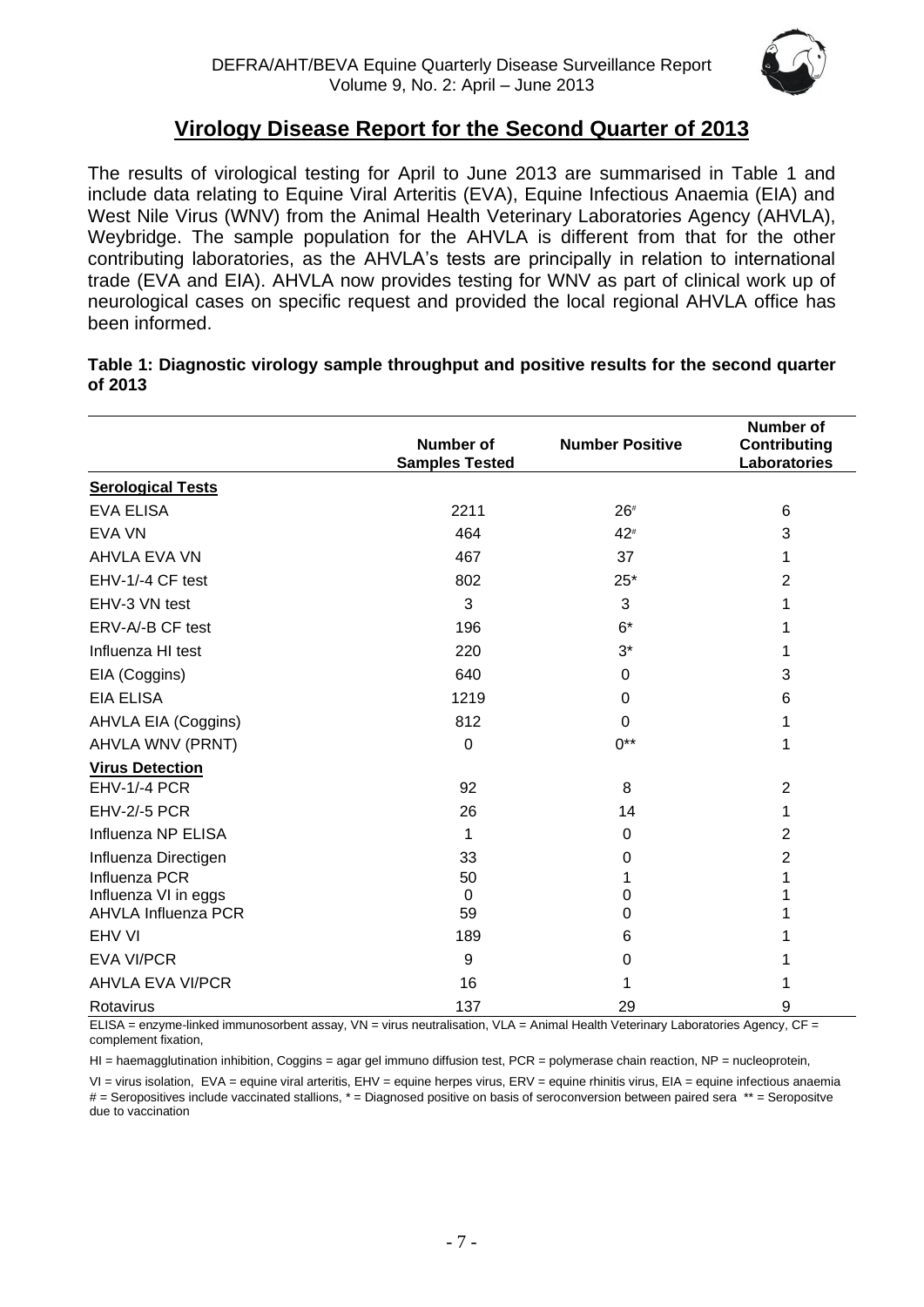## Virology Disease Report for the Second Quarter of 2013

The results of virological testing for April to June 2013 are summarised in Table 1 and include data relating to Equine Viral Arteritis (EVA), Equine Infectious Anaemia (EIA) and West Nile Virus (WNV) from the Animal Health Veterinary Laboratories Agency (AHVLA), Weybridge. The sample population for the AHVLA is different from that for the other contributing laboratories, as the AHVLA's tests are principally in relation to international trade (EVA and EIA). AHVLA now provides testing for WNV as part of clinical work up of neurological cases on specific request and provided the local regional AHVLA office has been informed.

**Table 1: Diagnostic virology sample throughput and positive results for the second quarter of 2013**

| | Number of Samples Tested | Number Positive | Number of Contributing Laboratories |
|---|---|---|---|
| **Serological Tests** | | | |
| EVA ELISA | 2211 | 26# | 6 |
| EVA VN | 464 | 42# | 3 |
| AHVLA EVA VN | 467 | 37 | 1 |
| EHV-1/-4 CF test | 802 | 25* | 2 |
| EHV-3 VN test | 3 | 3 | 1 |
| ERV-A/-B CF test | 196 | 6* | 1 |
| Influenza HI test | 220 | 3* | 1 |
| EIA (Coggins) | 640 | 0 | 3 |
| EIA ELISA | 1219 | 0 | 6 |
| AHVLA EIA (Coggins) | 812 | 0 | 1 |
| AHVLA WNV (PRNT) | 0 | 0** | 1 |
| **Virus Detection** | | | |
| EHV-1/-4 PCR | 92 | 8 | 2 |
| EHV-2/-5 PCR | 26 | 14 | 1 |
| Influenza NP ELISA | 1 | 0 | 2 |
| Influenza Directigen | 33 | 0 | 2 |
| Influenza PCR | 50 | 1 | 1 |
| Influenza VI in eggs | 0 | 0 | 1 |
| AHVLA Influenza PCR | 59 | 0 | 1 |
| EHV VI | 189 | 6 | 1 |
| EVA VI/PCR | 9 | 0 | 1 |
| AHVLA EVA VI/PCR | 16 | 1 | 1 |
| Rotavirus | 137 | 29 | 9 |

ELISA = enzyme-linked immunosorbent assay, VN = virus neutralisation, VLA = Animal Health Veterinary Laboratories Agency, CF = complement fixation,

HI = haemagglutination inhibition, Coggins = agar gel immuno diffusion test, PCR = polymerase chain reaction, NP = nucleoprotein,

VI = virus isolation, EVA = equine viral arteritis, EHV = equine herpes virus, ERV = equine rhinitis virus, EIA = equine infectious anaemia
# = Seropositives include vaccinated stallions, * = Diagnosed positive on basis of seroconversion between paired sera ** = Seropositve due to vaccination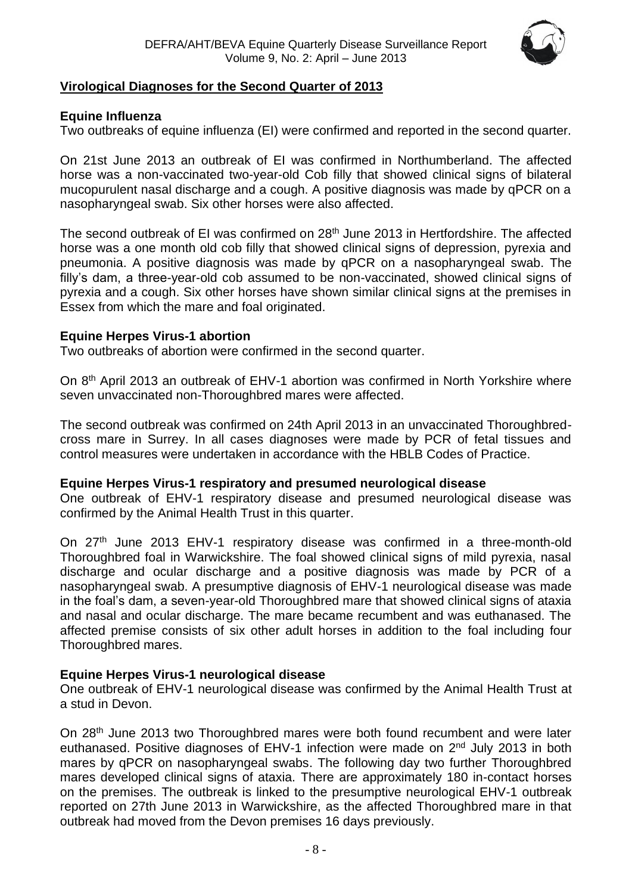## Virological Diagnoses for the Second Quarter of 2013

### Equine Influenza

Two outbreaks of equine influenza (EI) were confirmed and reported in the second quarter.

On 21st June 2013 an outbreak of EI was confirmed in Northumberland. The affected horse was a non-vaccinated two-year-old Cob filly that showed clinical signs of bilateral mucopurulent nasal discharge and a cough. A positive diagnosis was made by qPCR on a nasopharyngeal swab. Six other horses were also affected.

The second outbreak of EI was confirmed on 28th June 2013 in Hertfordshire. The affected horse was a one month old cob filly that showed clinical signs of depression, pyrexia and pneumonia. A positive diagnosis was made by qPCR on a nasopharyngeal swab. The filly's dam, a three-year-old cob assumed to be non-vaccinated, showed clinical signs of pyrexia and a cough. Six other horses have shown similar clinical signs at the premises in Essex from which the mare and foal originated.

### Equine Herpes Virus-1 abortion

Two outbreaks of abortion were confirmed in the second quarter.

On 8th April 2013 an outbreak of EHV-1 abortion was confirmed in North Yorkshire where seven unvaccinated non-Thoroughbred mares were affected.

The second outbreak was confirmed on 24th April 2013 in an unvaccinated Thoroughbred-cross mare in Surrey. In all cases diagnoses were made by PCR of fetal tissues and control measures were undertaken in accordance with the HBLB Codes of Practice.

### Equine Herpes Virus-1 respiratory and presumed neurological disease

One outbreak of EHV-1 respiratory disease and presumed neurological disease was confirmed by the Animal Health Trust in this quarter.

On 27th June 2013 EHV-1 respiratory disease was confirmed in a three-month-old Thoroughbred foal in Warwickshire. The foal showed clinical signs of mild pyrexia, nasal discharge and ocular discharge and a positive diagnosis was made by PCR of a nasopharyngeal swab. A presumptive diagnosis of EHV-1 neurological disease was made in the foal's dam, a seven-year-old Thoroughbred mare that showed clinical signs of ataxia and nasal and ocular discharge. The mare became recumbent and was euthanased. The affected premise consists of six other adult horses in addition to the foal including four Thoroughbred mares.

### Equine Herpes Virus-1 neurological disease

One outbreak of EHV-1 neurological disease was confirmed by the Animal Health Trust at a stud in Devon.

On 28th June 2013 two Thoroughbred mares were both found recumbent and were later euthanased. Positive diagnoses of EHV-1 infection were made on 2nd July 2013 in both mares by qPCR on nasopharyngeal swabs. The following day two further Thoroughbred mares developed clinical signs of ataxia. There are approximately 180 in-contact horses on the premises. The outbreak is linked to the presumptive neurological EHV-1 outbreak reported on 27th June 2013 in Warwickshire, as the affected Thoroughbred mare in that outbreak had moved from the Devon premises 16 days previously.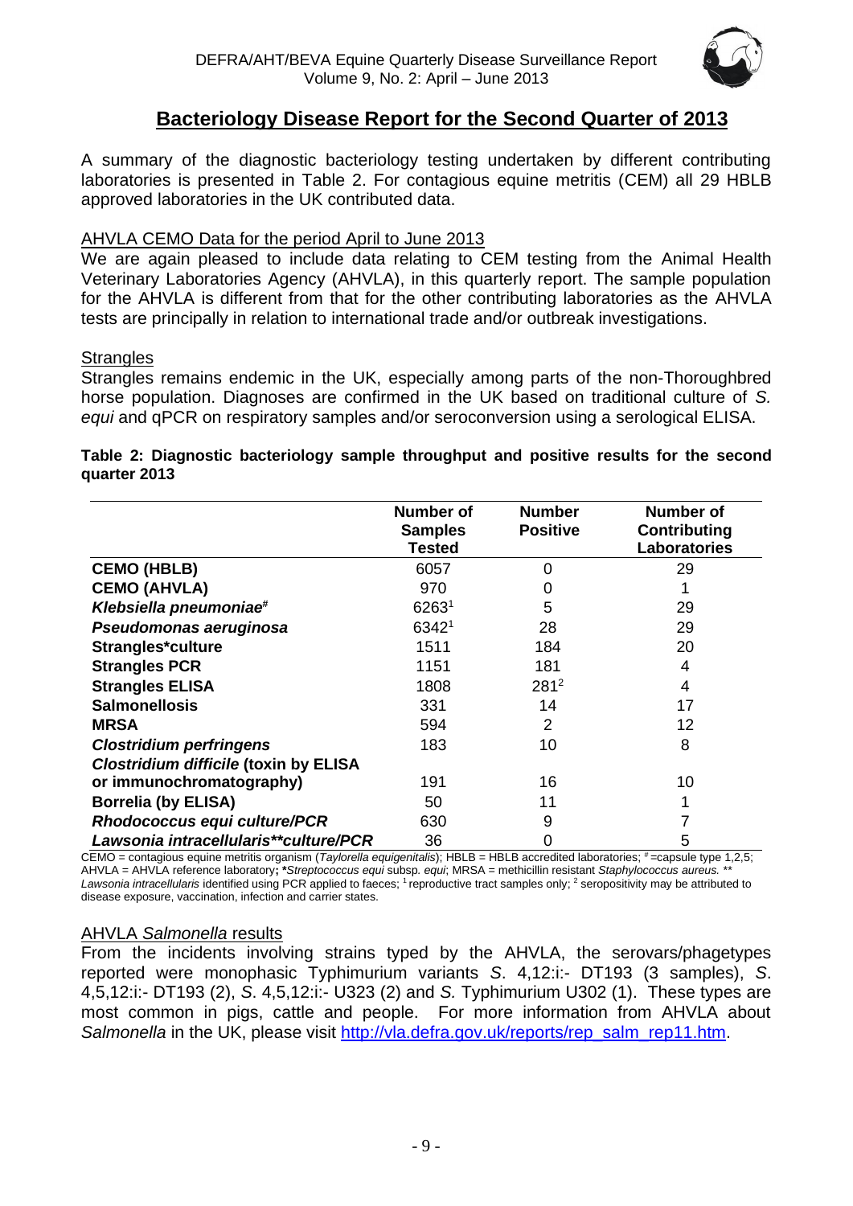## Bacteriology Disease Report for the Second Quarter of 2013

A summary of the diagnostic bacteriology testing undertaken by different contributing laboratories is presented in Table 2. For contagious equine metritis (CEM) all 29 HBLB approved laboratories in the UK contributed data.

### AHVLA CEMO Data for the period April to June 2013

We are again pleased to include data relating to CEM testing from the Animal Health Veterinary Laboratories Agency (AHVLA), in this quarterly report. The sample population for the AHVLA is different from that for the other contributing laboratories as the AHVLA tests are principally in relation to international trade and/or outbreak investigations.

### Strangles

Strangles remains endemic in the UK, especially among parts of the non-Thoroughbred horse population. Diagnoses are confirmed in the UK based on traditional culture of *S. equi* and qPCR on respiratory samples and/or seroconversion using a serological ELISA.

**Table 2: Diagnostic bacteriology sample throughput and positive results for the second quarter 2013**

| | Number of Samples Tested | Number Positive | Number of Contributing Laboratories |
|---|---|---|---|
| **CEMO (HBLB)** | 6057 | 0 | 29 |
| **CEMO (AHVLA)** | 970 | 0 | 1 |
| ***Klebsiella pneumoniae*#** | 6263[1] | 5 | 29 |
| ***Pseudomonas aeruginosa*** | 6342[1] | 28 | 29 |
| **Strangles*culture** | 1511 | 184 | 20 |
| **Strangles PCR** | 1151 | 181 | 4 |
| **Strangles ELISA** | 1808 | 281[2] | 4 |
| **Salmonellosis** | 331 | 14 | 17 |
| **MRSA** | 594 | 2 | 12 |
| ***Clostridium perfringens*** | 183 | 10 | 8 |
| ***Clostridium difficile* (toxin by ELISA or immunochromatography)** | 191 | 16 | 10 |
| **Borrelia (by ELISA)** | 50 | 11 | 1 |
| ***Rhodococcus equi culture/PCR*** | 630 | 9 | 7 |
| ***Lawsonia intracellularis**culture/PCR*** | 36 | 0 | 5 |

CEMO = contagious equine metritis organism (*Taylorella equigenitalis*); HBLB = HBLB accredited laboratories; # =capsule type 1,2,5; AHVLA = AHVLA reference laboratory; ***Streptococcus equi* subsp. *equi*; MRSA = methicillin resistant *Staphylococcus aureus.* ** *Lawsonia intracellularis* identified using PCR applied to faeces; [1] reproductive tract samples only; [2] seropositivity may be attributed to disease exposure, vaccination, infection and carrier states.

### AHVLA *Salmonella* results

From the incidents involving strains typed by the AHVLA, the serovars/phagetypes reported were monophasic Typhimurium variants *S*. 4,12:i:- DT193 (3 samples), *S*. 4,5,12:i:- DT193 (2), *S*. 4,5,12:i:- U323 (2) and *S.* Typhimurium U302 (1). These types are most common in pigs, cattle and people. For more information from AHVLA about *Salmonella* in the UK, please visit http://vla.defra.gov.uk/reports/rep_salm_rep11.htm.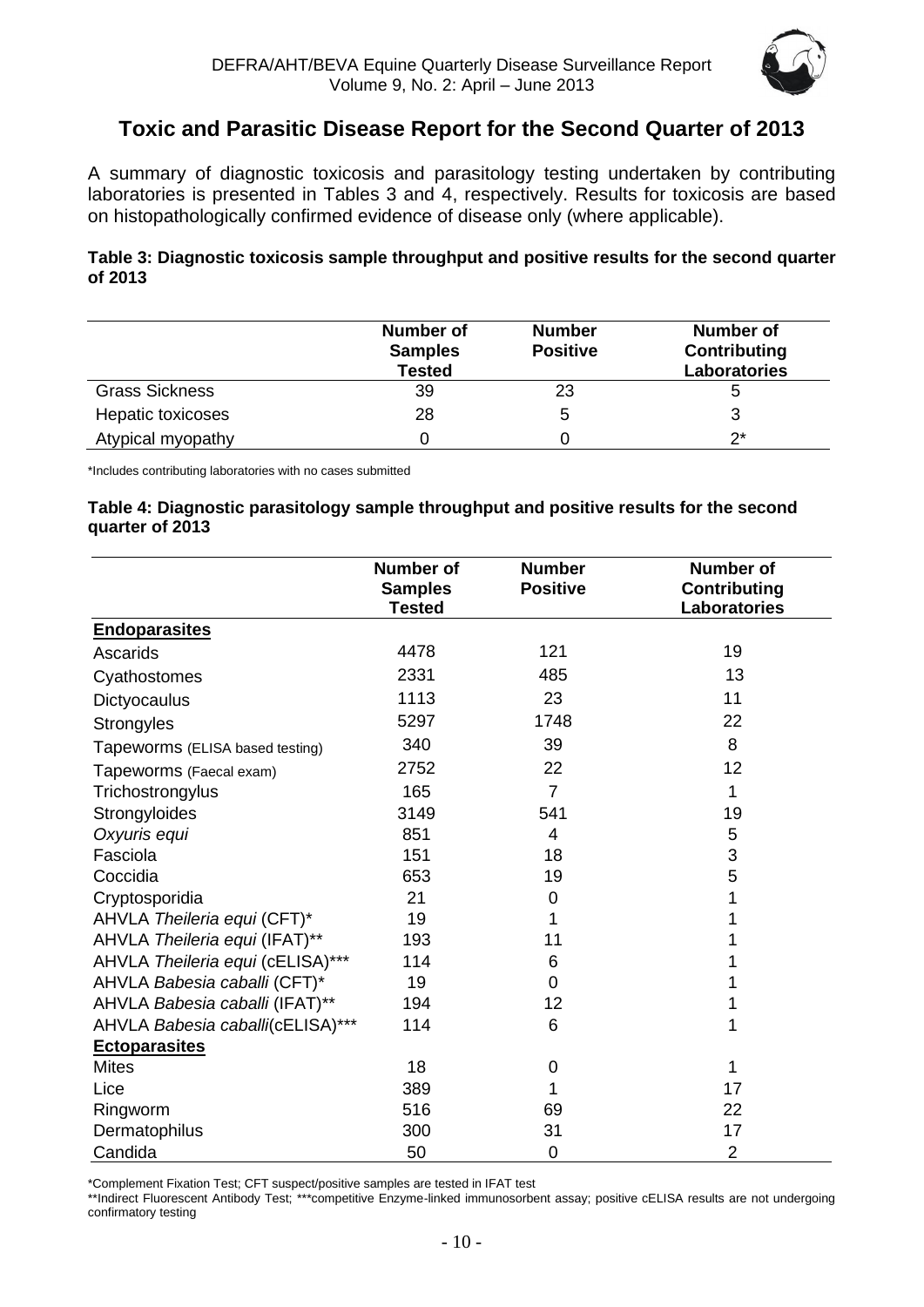## Toxic and Parasitic Disease Report for the Second Quarter of 2013

A summary of diagnostic toxicosis and parasitology testing undertaken by contributing laboratories is presented in Tables 3 and 4, respectively. Results for toxicosis are based on histopathologically confirmed evidence of disease only (where applicable).

**Table 3: Diagnostic toxicosis sample throughput and positive results for the second quarter of 2013**

| | Number of Samples Tested | Number Positive | Number of Contributing Laboratories |
|---|---|---|---|
| Grass Sickness | 39 | 23 | 5 |
| Hepatic toxicoses | 28 | 5 | 3 |
| Atypical myopathy | 0 | 0 | 2* |

*Includes contributing laboratories with no cases submitted

**Table 4: Diagnostic parasitology sample throughput and positive results for the second quarter of 2013**

| | Number of Samples Tested | Number Positive | Number of Contributing Laboratories |
|---|---|---|---|
| **Endoparasites** | | | |
| Ascarids | 4478 | 121 | 19 |
| Cyathostomes | 2331 | 485 | 13 |
| Dictyocaulus | 1113 | 23 | 11 |
| Strongyles | 5297 | 1748 | 22 |
| Tapeworms (ELISA based testing) | 340 | 39 | 8 |
| Tapeworms (Faecal exam) | 2752 | 22 | 12 |
| Trichostrongylus | 165 | 7 | 1 |
| Strongyloides | 3149 | 541 | 19 |
| *Oxyuris equi* | 851 | 4 | 5 |
| Fasciola | 151 | 18 | 3 |
| Coccidia | 653 | 19 | 5 |
| Cryptosporidia | 21 | 0 | 1 |
| AHVLA *Theileria equi* (CFT)* | 19 | 1 | 1 |
| AHVLA *Theileria equi* (IFAT)** | 193 | 11 | 1 |
| AHVLA *Theileria equi* (cELISA)*** | 114 | 6 | 1 |
| AHVLA *Babesia caballi* (CFT)* | 19 | 0 | 1 |
| AHVLA *Babesia caballi* (IFAT)** | 194 | 12 | 1 |
| AHVLA *Babesia caballi*(cELISA)*** | 114 | 6 | 1 |
| **Ectoparasites** | | | |
| Mites | 18 | 0 | 1 |
| Lice | 389 | 1 | 17 |
| Ringworm | 516 | 69 | 22 |
| Dermatophilus | 300 | 31 | 17 |
| Candida | 50 | 0 | 2 |

*Complement Fixation Test; CFT suspect/positive samples are tested in IFAT test
**Indirect Fluorescent Antibody Test; ***competitive Enzyme-linked immunosorbent assay; positive cELISA results are not undergoing confirmatory testing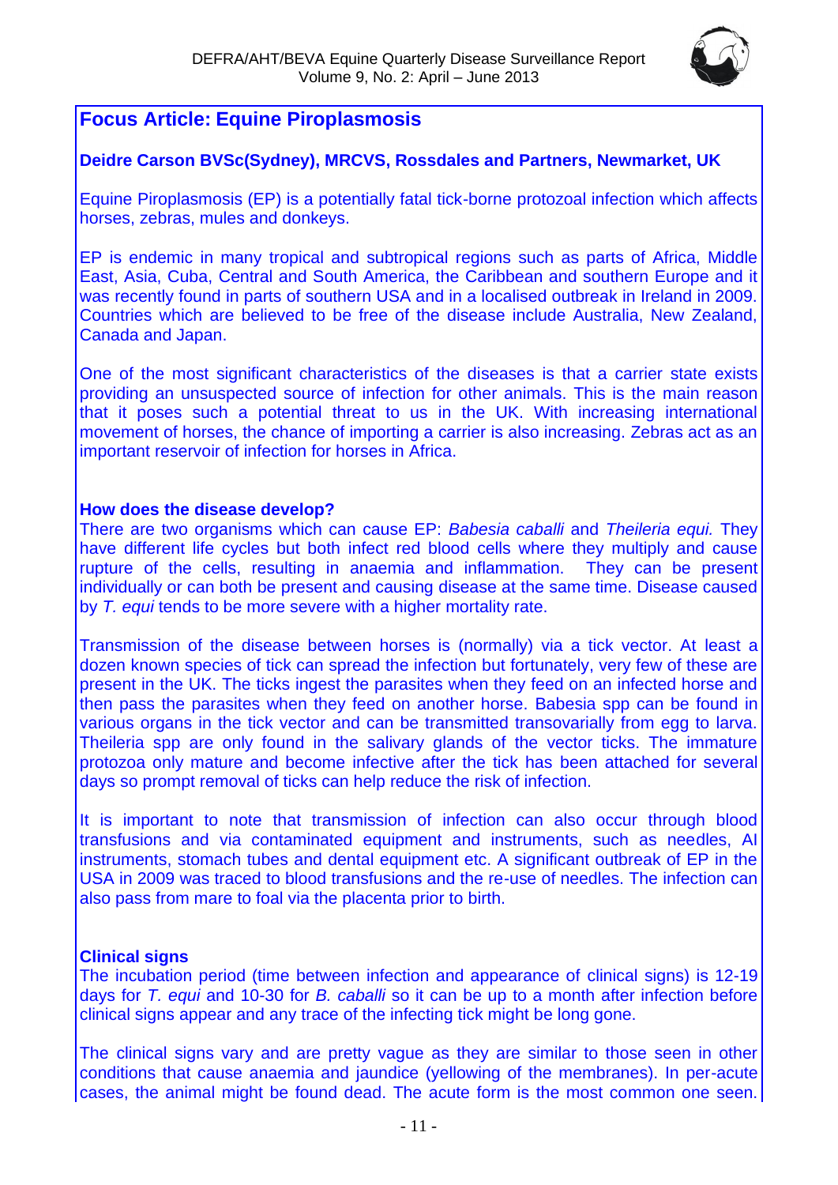## Focus Article: Equine Piroplasmosis

**Deidre Carson BVSc(Sydney), MRCVS, Rossdales and Partners, Newmarket, UK**

Equine Piroplasmosis (EP) is a potentially fatal tick-borne protozoal infection which affects horses, zebras, mules and donkeys.

EP is endemic in many tropical and subtropical regions such as parts of Africa, Middle East, Asia, Cuba, Central and South America, the Caribbean and southern Europe and it was recently found in parts of southern USA and in a localised outbreak in Ireland in 2009. Countries which are believed to be free of the disease include Australia, New Zealand, Canada and Japan.

One of the most significant characteristics of the diseases is that a carrier state exists providing an unsuspected source of infection for other animals. This is the main reason that it poses such a potential threat to us in the UK. With increasing international movement of horses, the chance of importing a carrier is also increasing. Zebras act as an important reservoir of infection for horses in Africa.

### How does the disease develop?

There are two organisms which can cause EP: *Babesia caballi* and *Theileria equi.* They have different life cycles but both infect red blood cells where they multiply and cause rupture of the cells, resulting in anaemia and inflammation. They can be present individually or can both be present and causing disease at the same time. Disease caused by *T. equi* tends to be more severe with a higher mortality rate.

Transmission of the disease between horses is (normally) via a tick vector. At least a dozen known species of tick can spread the infection but fortunately, very few of these are present in the UK. The ticks ingest the parasites when they feed on an infected horse and then pass the parasites when they feed on another horse. Babesia spp can be found in various organs in the tick vector and can be transmitted transovarially from egg to larva. Theileria spp are only found in the salivary glands of the vector ticks. The immature protozoa only mature and become infective after the tick has been attached for several days so prompt removal of ticks can help reduce the risk of infection.

It is important to note that transmission of infection can also occur through blood transfusions and via contaminated equipment and instruments, such as needles, AI instruments, stomach tubes and dental equipment etc. A significant outbreak of EP in the USA in 2009 was traced to blood transfusions and the re-use of needles. The infection can also pass from mare to foal via the placenta prior to birth.

### Clinical signs

The incubation period (time between infection and appearance of clinical signs) is 12-19 days for *T. equi* and 10-30 for *B. caballi* so it can be up to a month after infection before clinical signs appear and any trace of the infecting tick might be long gone.

The clinical signs vary and are pretty vague as they are similar to those seen in other conditions that cause anaemia and jaundice (yellowing of the membranes). In per-acute cases, the animal might be found dead. The acute form is the most common one seen.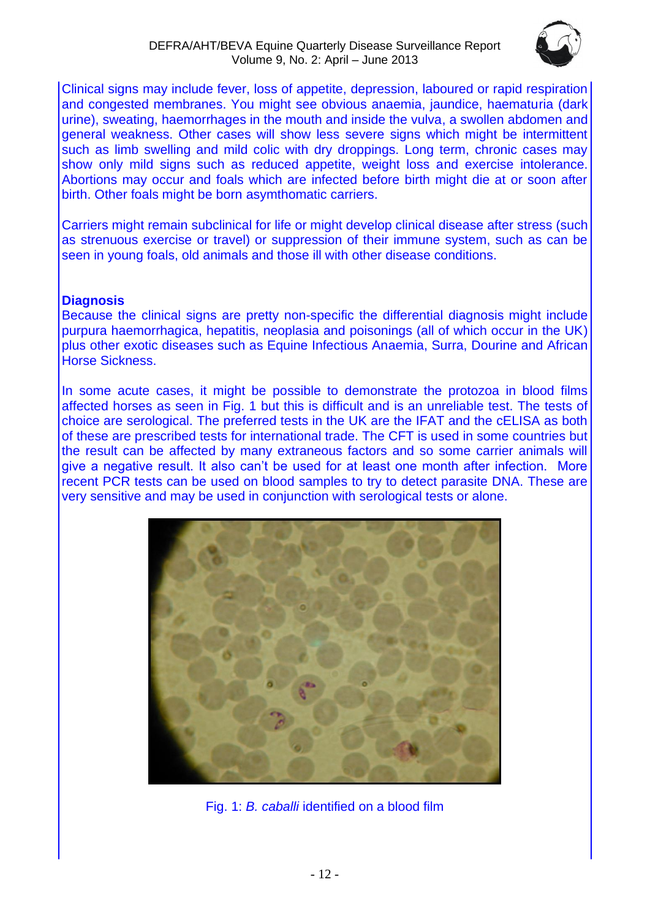Clinical signs may include fever, loss of appetite, depression, laboured or rapid respiration and congested membranes. You might see obvious anaemia, jaundice, haematuria (dark urine), sweating, haemorrhages in the mouth and inside the vulva, a swollen abdomen and general weakness. Other cases will show less severe signs which might be intermittent such as limb swelling and mild colic with dry droppings. Long term, chronic cases may show only mild signs such as reduced appetite, weight loss and exercise intolerance. Abortions may occur and foals which are infected before birth might die at or soon after birth. Other foals might be born asymthomatic carriers.

Carriers might remain subclinical for life or might develop clinical disease after stress (such as strenuous exercise or travel) or suppression of their immune system, such as can be seen in young foals, old animals and those ill with other disease conditions.

**Diagnosis**

Because the clinical signs are pretty non-specific the differential diagnosis might include purpura haemorrhagica, hepatitis, neoplasia and poisonings (all of which occur in the UK) plus other exotic diseases such as Equine Infectious Anaemia, Surra, Dourine and African Horse Sickness.

In some acute cases, it might be possible to demonstrate the protozoa in blood films affected horses as seen in Fig. 1 but this is difficult and is an unreliable test. The tests of choice are serological. The preferred tests in the UK are the IFAT and the cELISA as both of these are prescribed tests for international trade. The CFT is used in some countries but the result can be affected by many extraneous factors and so some carrier animals will give a negative result. It also can't be used for at least one month after infection. More recent PCR tests can be used on blood samples to try to detect parasite DNA. These are very sensitive and may be used in conjunction with serological tests or alone.

Fig. 1: *B. caballi* identified on a blood film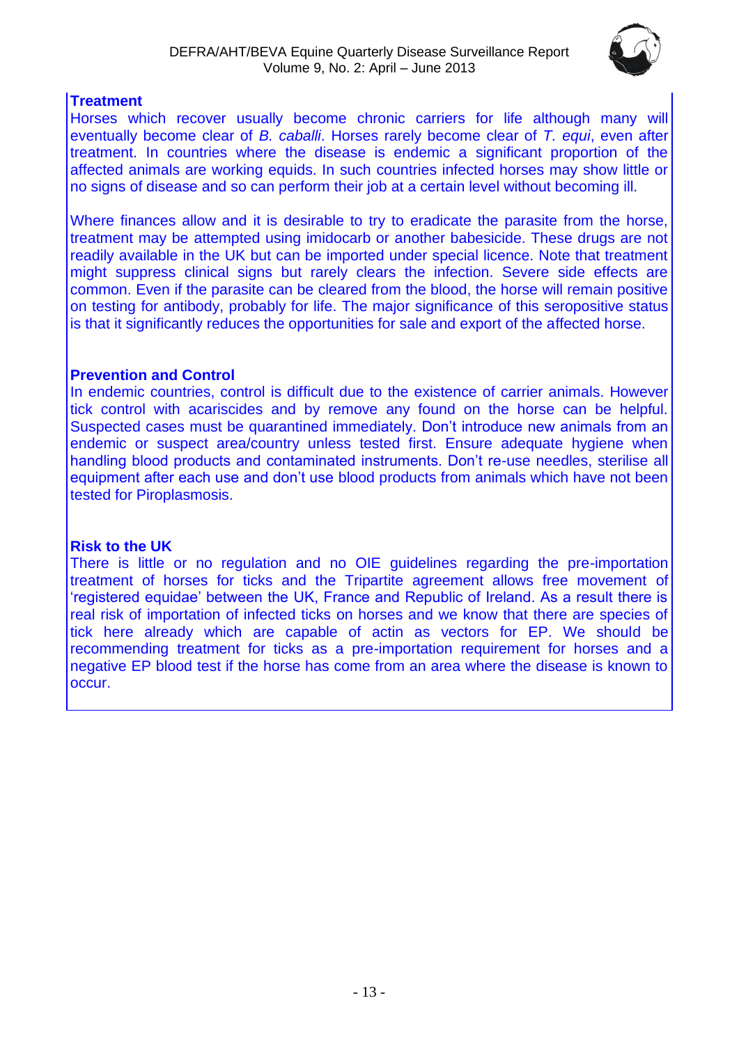### Treatment

Horses which recover usually become chronic carriers for life although many will eventually become clear of *B. caballi*. Horses rarely become clear of *T. equi*, even after treatment. In countries where the disease is endemic a significant proportion of the affected animals are working equids. In such countries infected horses may show little or no signs of disease and so can perform their job at a certain level without becoming ill.

Where finances allow and it is desirable to try to eradicate the parasite from the horse, treatment may be attempted using imidocarb or another babesicide. These drugs are not readily available in the UK but can be imported under special licence. Note that treatment might suppress clinical signs but rarely clears the infection. Severe side effects are common. Even if the parasite can be cleared from the blood, the horse will remain positive on testing for antibody, probably for life. The major significance of this seropositive status is that it significantly reduces the opportunities for sale and export of the affected horse.

### Prevention and Control

In endemic countries, control is difficult due to the existence of carrier animals. However tick control with acariscides and by remove any found on the horse can be helpful. Suspected cases must be quarantined immediately. Don't introduce new animals from an endemic or suspect area/country unless tested first. Ensure adequate hygiene when handling blood products and contaminated instruments. Don't re-use needles, sterilise all equipment after each use and don't use blood products from animals which have not been tested for Piroplasmosis.

### Risk to the UK

There is little or no regulation and no OIE guidelines regarding the pre-importation treatment of horses for ticks and the Tripartite agreement allows free movement of 'registered equidae' between the UK, France and Republic of Ireland. As a result there is real risk of importation of infected ticks on horses and we know that there are species of tick here already which are capable of actin as vectors for EP. We should be recommending treatment for ticks as a pre-importation requirement for horses and a negative EP blood test if the horse has come from an area where the disease is known to occur.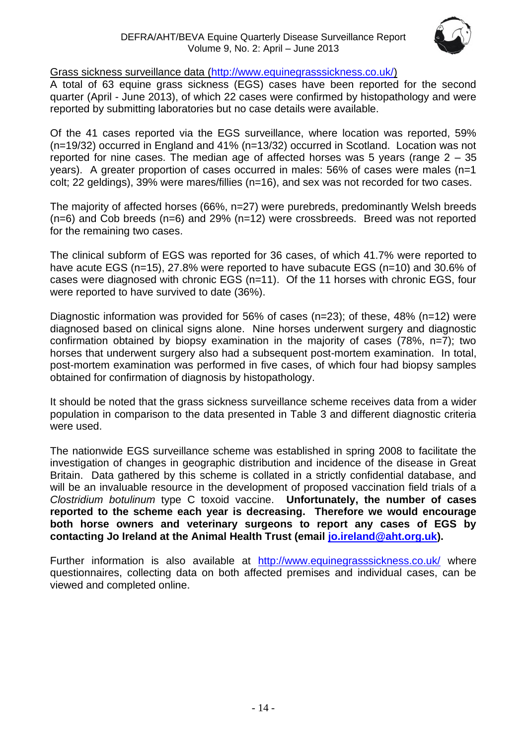Grass sickness surveillance data (http://www.equinegrasssickness.co.uk/)

A total of 63 equine grass sickness (EGS) cases have been reported for the second quarter (April - June 2013), of which 22 cases were confirmed by histopathology and were reported by submitting laboratories but no case details were available.

Of the 41 cases reported via the EGS surveillance, where location was reported, 59% (n=19/32) occurred in England and 41% (n=13/32) occurred in Scotland. Location was not reported for nine cases. The median age of affected horses was 5 years (range 2 – 35 years). A greater proportion of cases occurred in males: 56% of cases were males (n=1 colt; 22 geldings), 39% were mares/fillies (n=16), and sex was not recorded for two cases.

The majority of affected horses (66%, n=27) were purebreds, predominantly Welsh breeds (n=6) and Cob breeds (n=6) and 29% (n=12) were crossbreeds. Breed was not reported for the remaining two cases.

The clinical subform of EGS was reported for 36 cases, of which 41.7% were reported to have acute EGS (n=15), 27.8% were reported to have subacute EGS (n=10) and 30.6% of cases were diagnosed with chronic EGS (n=11). Of the 11 horses with chronic EGS, four were reported to have survived to date (36%).

Diagnostic information was provided for 56% of cases (n=23); of these, 48% (n=12) were diagnosed based on clinical signs alone. Nine horses underwent surgery and diagnostic confirmation obtained by biopsy examination in the majority of cases (78%, n=7); two horses that underwent surgery also had a subsequent post-mortem examination. In total, post-mortem examination was performed in five cases, of which four had biopsy samples obtained for confirmation of diagnosis by histopathology.

It should be noted that the grass sickness surveillance scheme receives data from a wider population in comparison to the data presented in Table 3 and different diagnostic criteria were used.

The nationwide EGS surveillance scheme was established in spring 2008 to facilitate the investigation of changes in geographic distribution and incidence of the disease in Great Britain. Data gathered by this scheme is collated in a strictly confidential database, and will be an invaluable resource in the development of proposed vaccination field trials of a *Clostridium botulinum* type C toxoid vaccine. **Unfortunately, the number of cases reported to the scheme each year is decreasing. Therefore we would encourage both horse owners and veterinary surgeons to report any cases of EGS by contacting Jo Ireland at the Animal Health Trust (email jo.ireland@aht.org.uk).**

Further information is also available at http://www.equinegrasssickness.co.uk/ where questionnaires, collecting data on both affected premises and individual cases, can be viewed and completed online.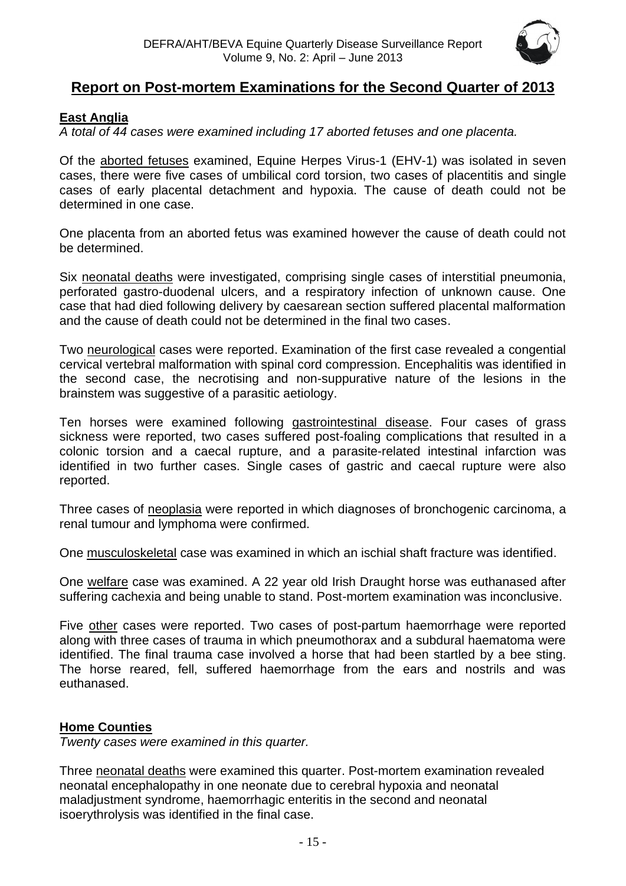## Report on Post-mortem Examinations for the Second Quarter of 2013

### East Anglia

*A total of 44 cases were examined including 17 aborted fetuses and one placenta.*

Of the aborted fetuses examined, Equine Herpes Virus-1 (EHV-1) was isolated in seven cases, there were five cases of umbilical cord torsion, two cases of placentitis and single cases of early placental detachment and hypoxia. The cause of death could not be determined in one case.

One placenta from an aborted fetus was examined however the cause of death could not be determined.

Six neonatal deaths were investigated, comprising single cases of interstitial pneumonia, perforated gastro-duodenal ulcers, and a respiratory infection of unknown cause. One case that had died following delivery by caesarean section suffered placental malformation and the cause of death could not be determined in the final two cases.

Two neurological cases were reported. Examination of the first case revealed a congential cervical vertebral malformation with spinal cord compression. Encephalitis was identified in the second case, the necrotising and non-suppurative nature of the lesions in the brainstem was suggestive of a parasitic aetiology.

Ten horses were examined following gastrointestinal disease. Four cases of grass sickness were reported, two cases suffered post-foaling complications that resulted in a colonic torsion and a caecal rupture, and a parasite-related intestinal infarction was identified in two further cases. Single cases of gastric and caecal rupture were also reported.

Three cases of neoplasia were reported in which diagnoses of bronchogenic carcinoma, a renal tumour and lymphoma were confirmed.

One musculoskeletal case was examined in which an ischial shaft fracture was identified.

One welfare case was examined. A 22 year old Irish Draught horse was euthanased after suffering cachexia and being unable to stand. Post-mortem examination was inconclusive.

Five other cases were reported. Two cases of post-partum haemorrhage were reported along with three cases of trauma in which pneumothorax and a subdural haematoma were identified. The final trauma case involved a horse that had been startled by a bee sting. The horse reared, fell, suffered haemorrhage from the ears and nostrils and was euthanased.

### Home Counties

*Twenty cases were examined in this quarter.*

Three neonatal deaths were examined this quarter. Post-mortem examination revealed neonatal encephalopathy in one neonate due to cerebral hypoxia and neonatal maladjustment syndrome, haemorrhagic enteritis in the second and neonatal isoerythrolysis was identified in the final case.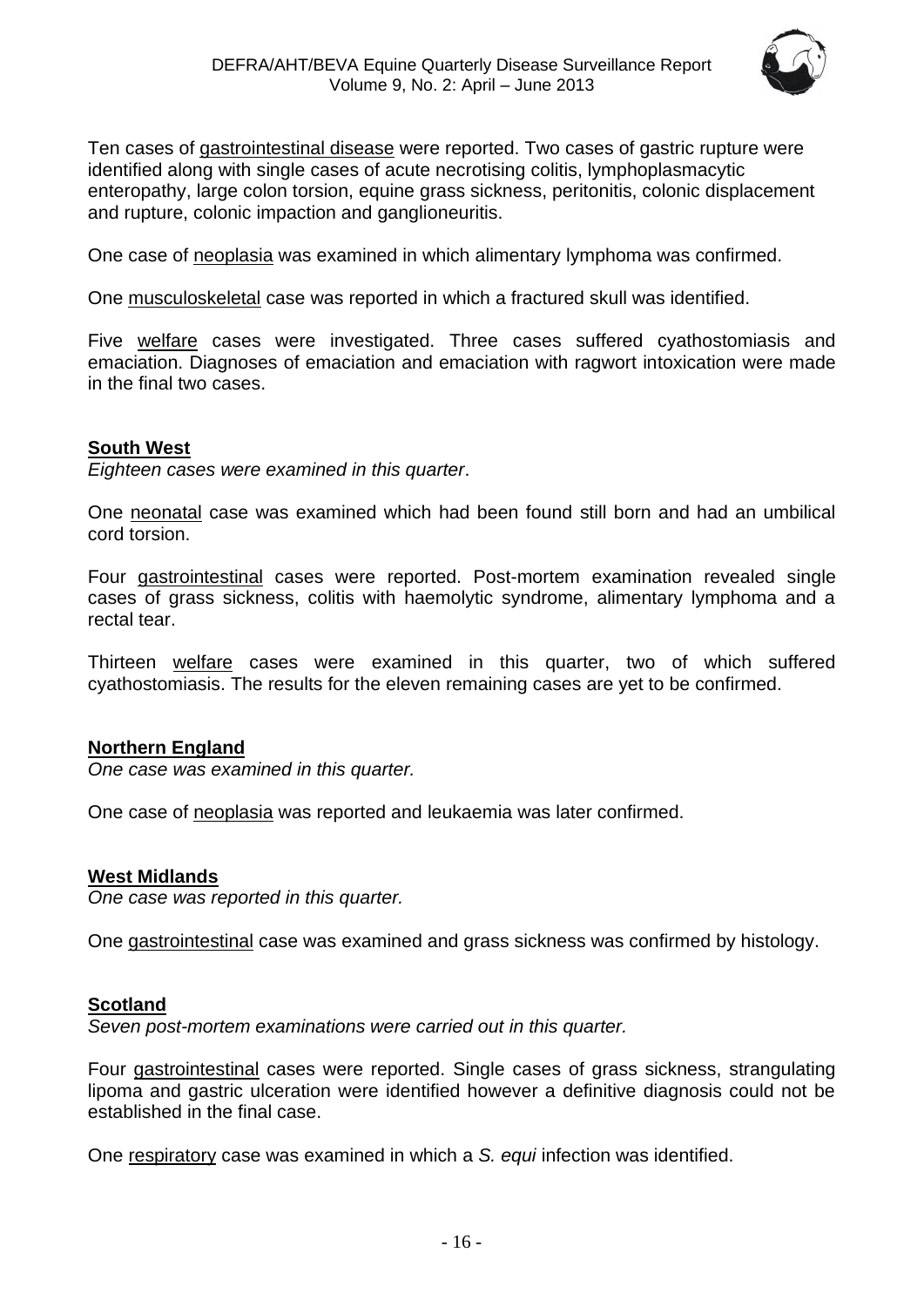Ten cases of gastrointestinal disease were reported. Two cases of gastric rupture were identified along with single cases of acute necrotising colitis, lymphoplasmacytic enteropathy, large colon torsion, equine grass sickness, peritonitis, colonic displacement and rupture, colonic impaction and ganglioneuritis.

One case of neoplasia was examined in which alimentary lymphoma was confirmed.

One musculoskeletal case was reported in which a fractured skull was identified.

Five welfare cases were investigated. Three cases suffered cyathostomiasis and emaciation. Diagnoses of emaciation and emaciation with ragwort intoxication were made in the final two cases.

**South West**

*Eighteen cases were examined in this quarter*.

One neonatal case was examined which had been found still born and had an umbilical cord torsion.

Four gastrointestinal cases were reported. Post-mortem examination revealed single cases of grass sickness, colitis with haemolytic syndrome, alimentary lymphoma and a rectal tear.

Thirteen welfare cases were examined in this quarter, two of which suffered cyathostomiasis. The results for the eleven remaining cases are yet to be confirmed.

**Northern England**

*One case was examined in this quarter.*

One case of neoplasia was reported and leukaemia was later confirmed.

**West Midlands**

*One case was reported in this quarter.*

One gastrointestinal case was examined and grass sickness was confirmed by histology.

**Scotland**

*Seven post-mortem examinations were carried out in this quarter.*

Four gastrointestinal cases were reported. Single cases of grass sickness, strangulating lipoma and gastric ulceration were identified however a definitive diagnosis could not be established in the final case.

One respiratory case was examined in which a *S. equi* infection was identified.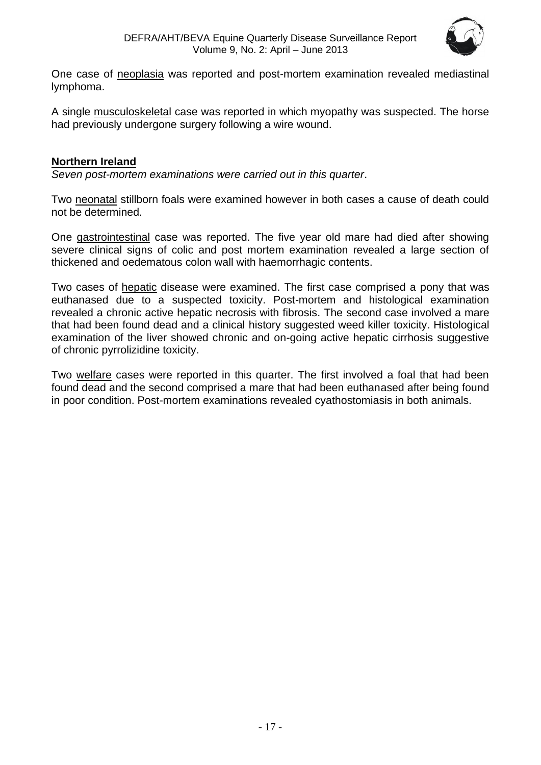One case of neoplasia was reported and post-mortem examination revealed mediastinal lymphoma.

A single musculoskeletal case was reported in which myopathy was suspected. The horse had previously undergone surgery following a wire wound.

**Northern Ireland**

*Seven post-mortem examinations were carried out in this quarter*.

Two neonatal stillborn foals were examined however in both cases a cause of death could not be determined.

One gastrointestinal case was reported. The five year old mare had died after showing severe clinical signs of colic and post mortem examination revealed a large section of thickened and oedematous colon wall with haemorrhagic contents.

Two cases of hepatic disease were examined. The first case comprised a pony that was euthanased due to a suspected toxicity. Post-mortem and histological examination revealed a chronic active hepatic necrosis with fibrosis. The second case involved a mare that had been found dead and a clinical history suggested weed killer toxicity. Histological examination of the liver showed chronic and on-going active hepatic cirrhosis suggestive of chronic pyrrolizidine toxicity.

Two welfare cases were reported in this quarter. The first involved a foal that had been found dead and the second comprised a mare that had been euthanased after being found in poor condition. Post-mortem examinations revealed cyathostomiasis in both animals.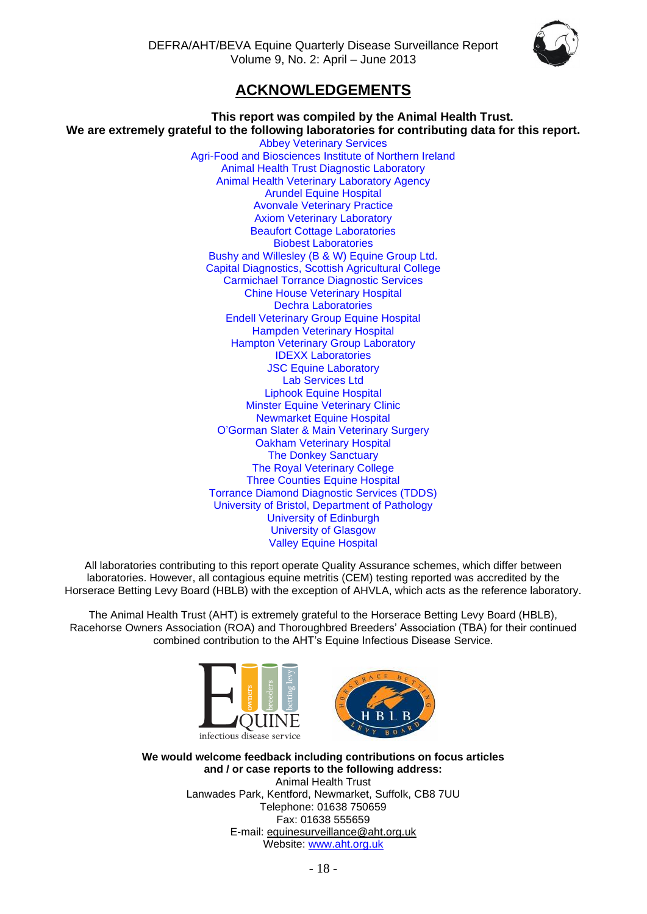# ACKNOWLEDGEMENTS

**This report was compiled by the Animal Health Trust.**
**We are extremely grateful to the following laboratories for contributing data for this report.**

Abbey Veterinary Services
Agri-Food and Biosciences Institute of Northern Ireland
Animal Health Trust Diagnostic Laboratory
Animal Health Veterinary Laboratory Agency
Arundel Equine Hospital
Avonvale Veterinary Practice
Axiom Veterinary Laboratory
Beaufort Cottage Laboratories
Biobest Laboratories
Bushy and Willesley (B & W) Equine Group Ltd.
Capital Diagnostics, Scottish Agricultural College
Carmichael Torrance Diagnostic Services
Chine House Veterinary Hospital
Dechra Laboratories
Endell Veterinary Group Equine Hospital
Hampden Veterinary Hospital
Hampton Veterinary Group Laboratory
IDEXX Laboratories
JSC Equine Laboratory
Lab Services Ltd
Liphook Equine Hospital
Minster Equine Veterinary Clinic
Newmarket Equine Hospital
O'Gorman Slater & Main Veterinary Surgery
Oakham Veterinary Hospital
The Donkey Sanctuary
The Royal Veterinary College
Three Counties Equine Hospital
Torrance Diamond Diagnostic Services (TDDS)
University of Bristol, Department of Pathology
University of Edinburgh
University of Glasgow
Valley Equine Hospital

All laboratories contributing to this report operate Quality Assurance schemes, which differ between laboratories. However, all contagious equine metritis (CEM) testing reported was accredited by the Horserace Betting Levy Board (HBLB) with the exception of AHVLA, which acts as the reference laboratory.

The Animal Health Trust (AHT) is extremely grateful to the Horserace Betting Levy Board (HBLB), Racehorse Owners Association (ROA) and Thoroughbred Breeders' Association (TBA) for their continued combined contribution to the AHT's Equine Infectious Disease Service.

**We would welcome feedback including contributions on focus articles and / or case reports to the following address:**

Animal Health Trust
Lanwades Park, Kentford, Newmarket, Suffolk, CB8 7UU
Telephone: 01638 750659
Fax: 01638 555659
E-mail: equinesurveillance@aht.org.uk
Website: www.aht.org.uk